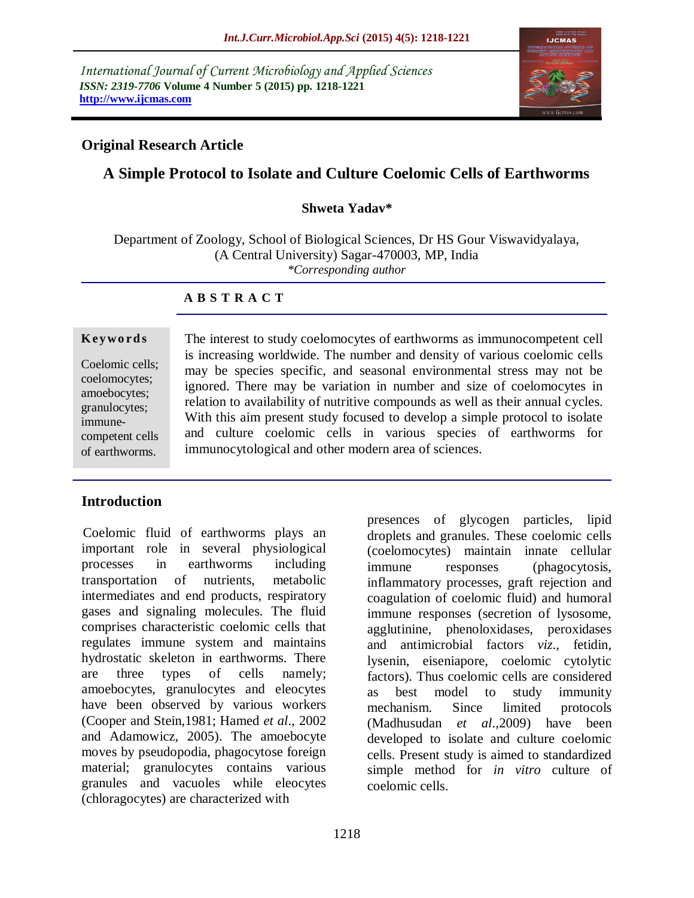International Journal of Current Microbiology and Applied Sciences
*ISSN: 2319-7706* **Volume 4 Number 5 (2015) pp. 1218-1221**
**http://www.ijcmas.com**

**Original Research Article**

# A Simple Protocol to Isolate and Culture Coelomic Cells of Earthworms

**Shweta Yadav***

Department of Zoology, School of Biological Sciences, Dr HS Gour Viswavidyalaya, (A Central University) Sagar-470003, MP, India
*\*Corresponding author*

## A B S T R A C T

**Keywords**

Coelomic cells; coelomocytes; amoebocytes; granulocytes; immune-competent cells of earthworms.

The interest to study coelomocytes of earthworms as immunocompetent cell is increasing worldwide. The number and density of various coelomic cells may be species specific, and seasonal environmental stress may not be ignored. There may be variation in number and size of coelomocytes in relation to availability of nutritive compounds as well as their annual cycles. With this aim present study focused to develop a simple protocol to isolate and culture coelomic cells in various species of earthworms for immunocytological and other modern area of sciences.

## Introduction

Coelomic fluid of earthworms plays an important role in several physiological processes in earthworms including transportation of nutrients, metabolic intermediates and end products, respiratory gases and signaling molecules. The fluid comprises characteristic coelomic cells that regulates immune system and maintains hydrostatic skeleton in earthworms. There are three types of cells namely; amoebocytes, granulocytes and eleocytes have been observed by various workers (Cooper and Stein,1981; Hamed *et al*., 2002 and Adamowicz, 2005). The amoebocyte moves by pseudopodia, phagocytose foreign material; granulocytes contains various granules and vacuoles while eleocytes (chloragocytes) are characterized with presences of glycogen particles, lipid droplets and granules. These coelomic cells (coelomocytes) maintain innate cellular immune responses (phagocytosis, inflammatory processes, graft rejection and coagulation of coelomic fluid) and humoral immune responses (secretion of lysosome, agglutinine, phenoloxidases, peroxidases and antimicrobial factors *viz*., fetidin, lysenin, eiseniapore, coelomic cytolytic factors). Thus coelomic cells are considered as best model to study immunity mechanism. Since limited protocols (Madhusudan *et al*.,2009) have been developed to isolate and culture coelomic cells. Present study is aimed to standardized simple method for *in vitro* culture of coelomic cells.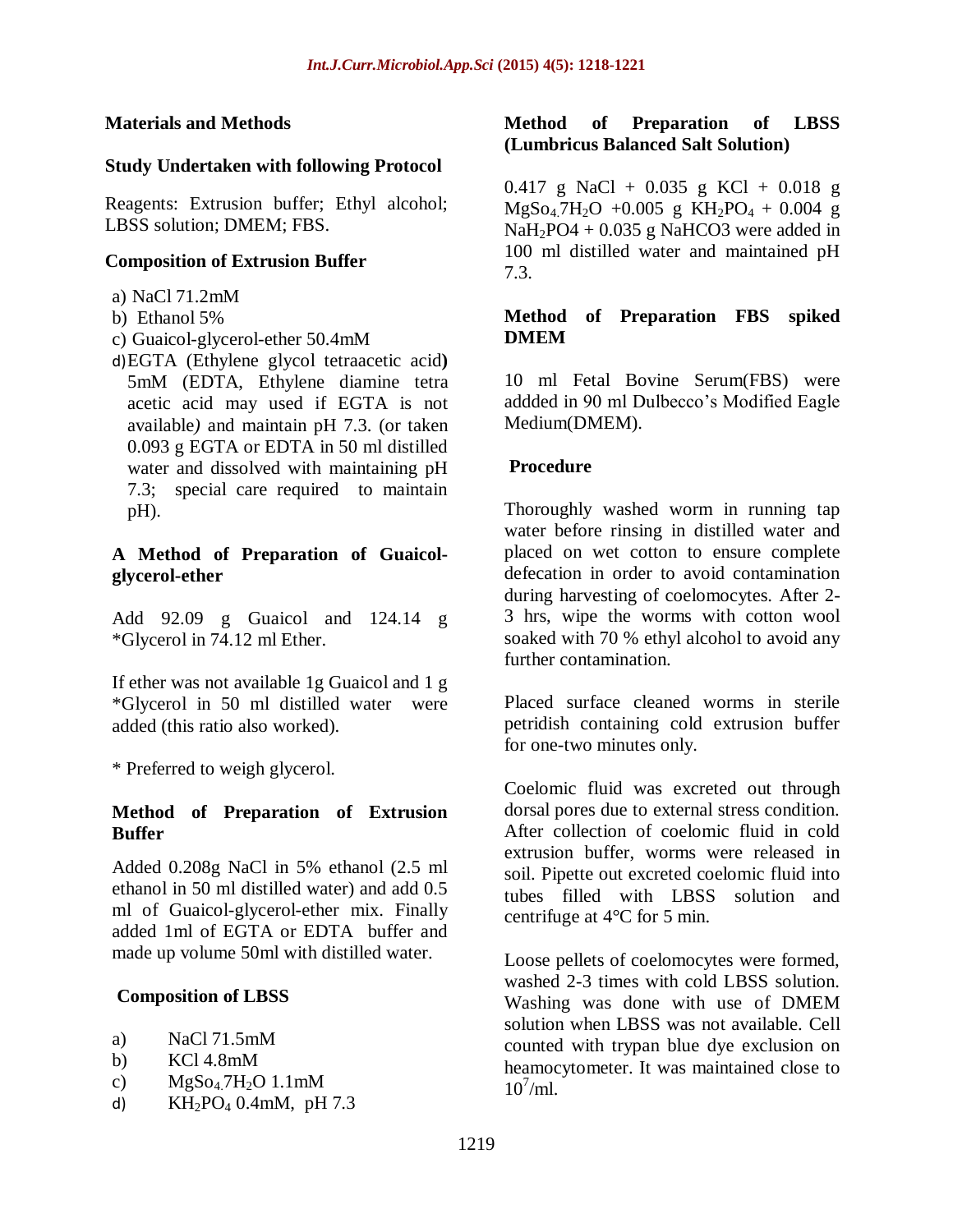## Materials and Methods

### Study Undertaken with following Protocol

Reagents: Extrusion buffer; Ethyl alcohol; LBSS solution; DMEM; FBS.

### Composition of Extrusion Buffer

a) NaCl 71.2mM
b) Ethanol 5%
c) Guaicol-glycerol-ether 50.4mM
d) EGTA (Ethylene glycol tetraacetic acid) 5mM (EDTA, Ethylene diamine tetra acetic acid may used if EGTA is not available) and maintain pH 7.3. (or taken 0.093 g EGTA or EDTA in 50 ml distilled water and dissolved with maintaining pH 7.3; special care required to maintain pH).

### A Method of Preparation of Guaicol-glycerol-ether

Add 92.09 g Guaicol and 124.14 g *Glycerol in 74.12 ml Ether.

If ether was not available 1g Guaicol and 1 g *Glycerol in 50 ml distilled water were added (this ratio also worked).

* Preferred to weigh glycerol.

### Method of Preparation of Extrusion Buffer

Added 0.208g NaCl in 5% ethanol (2.5 ml ethanol in 50 ml distilled water) and add 0.5 ml of Guaicol-glycerol-ether mix. Finally added 1ml of EGTA or EDTA buffer and made up volume 50ml with distilled water.

### Composition of LBSS

a) NaCl 71.5mM
b) KCl 4.8mM
c) $MgSo_4.7H_2O$ 1.1mM
d) $KH_2PO_4$ 0.4mM, pH 7.3

### Method of Preparation of LBSS (Lumbricus Balanced Salt Solution)

0.417 g NaCl + 0.035 g KCl + 0.018 g $MgSo_4.7H_2O$ +0.005 g $KH_2PO_4$ + 0.004 g $NaH_2PO4$ + 0.035 g NaHCO3 were added in 100 ml distilled water and maintained pH 7.3.

### Method of Preparation FBS spiked DMEM

10 ml Fetal Bovine Serum(FBS) were addded in 90 ml Dulbecco's Modified Eagle Medium(DMEM).

### Procedure

Thoroughly washed worm in running tap water before rinsing in distilled water and placed on wet cotton to ensure complete defecation in order to avoid contamination during harvesting of coelomocytes. After 2-3 hrs, wipe the worms with cotton wool soaked with 70 % ethyl alcohol to avoid any further contamination.

Placed surface cleaned worms in sterile petridish containing cold extrusion buffer for one-two minutes only.

Coelomic fluid was excreted out through dorsal pores due to external stress condition. After collection of coelomic fluid in cold extrusion buffer, worms were released in soil. Pipette out excreted coelomic fluid into tubes filled with LBSS solution and centrifuge at 4°C for 5 min.

Loose pellets of coelomocytes were formed, washed 2-3 times with cold LBSS solution. Washing was done with use of DMEM solution when LBSS was not available. Cell counted with trypan blue dye exclusion on heamocytometer. It was maintained close to $10^7$/ml.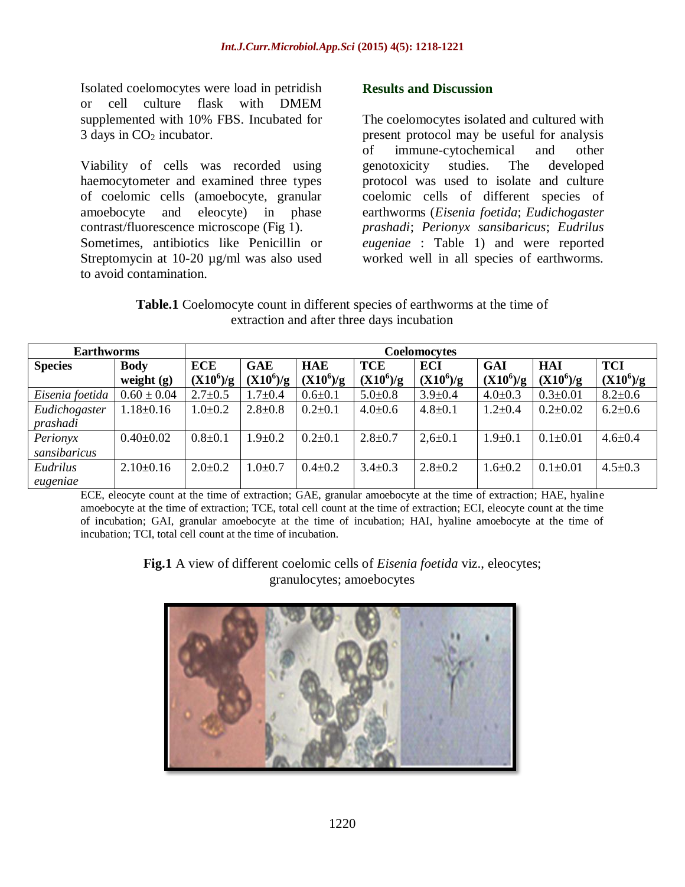Isolated coelomocytes were load in petridish or cell culture flask with DMEM supplemented with 10% FBS. Incubated for 3 days in $CO_2$ incubator.

Viability of cells was recorded using haemocytometer and examined three types of coelomic cells (amoebocyte, granular amoebocyte and eleocyte) in phase contrast/fluorescence microscope (Fig 1). Sometimes, antibiotics like Penicillin or Streptomycin at 10-20 µg/ml was also used to avoid contamination.

## Results and Discussion

The coelomocytes isolated and cultured with present protocol may be useful for analysis of immune-cytochemical and other genotoxicity studies. The developed protocol was used to isolate and culture coelomic cells of different species of earthworms (*Eisenia foetida*; *Eudichogaster prashadi*; *Perionyx sansibaricus*; *Eudrilus eugeniae* : Table 1) and were reported worked well in all species of earthworms.

**Table.1** Coelomocyte count in different species of earthworms at the time of extraction and after three days incubation

| Earthworms | | Coelomocytes | | | | | | | |
|---|---|---|---|---|---|---|---|---|---|
| **Species** | **Body weight (g)** | **ECE ($X10^6$)/g** | **GAE ($X10^6$)/g** | **HAE ($X10^6$)/g** | **TCE ($X10^6$)/g** | **ECI ($X10^6$)/g** | **GAI ($X10^6$)/g** | **HAI ($X10^6$)/g** | **TCI ($X10^6$)/g** |
| *Eisenia foetida* | 0.60 ± 0.04 | 2.7±0.5 | 1.7±0.4 | 0.6±0.1 | 5.0±0.8 | 3.9±0.4 | 4.0±0.3 | 0.3±0.01 | 8.2±0.6 |
| *Eudichogaster prashadi* | 1.18±0.16 | 1.0±0.2 | 2.8±0.8 | 0.2±0.1 | 4.0±0.6 | 4.8±0.1 | 1.2±0.4 | 0.2±0.02 | 6.2±0.6 |
| *Perionyx sansibaricus* | 0.40±0.02 | 0.8±0.1 | 1.9±0.2 | 0.2±0.1 | 2.8±0.7 | 2,6±0.1 | 1.9±0.1 | 0.1±0.01 | 4.6±0.4 |
| *Eudrilus eugeniae* | 2.10±0.16 | 2.0±0.2 | 1.0±0.7 | 0.4±0.2 | 3.4±0.3 | 2.8±0.2 | 1.6±0.2 | 0.1±0.01 | 4.5±0.3 |

ECE, eleocyte count at the time of extraction; GAE, granular amoebocyte at the time of extraction; HAE, hyaline amoebocyte at the time of extraction; TCE, total cell count at the time of extraction; ECI, eleocyte count at the time of incubation; GAI, granular amoebocyte at the time of incubation; HAI, hyaline amoebocyte at the time of incubation; TCI, total cell count at the time of incubation.

**Fig.1** A view of different coelomic cells of *Eisenia foetida* viz., eleocytes; granulocytes; amoebocytes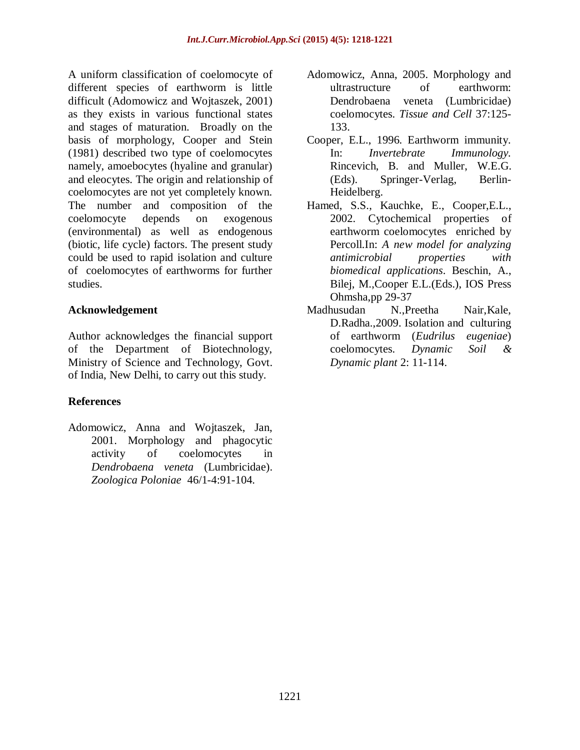A uniform classification of coelomocyte of different species of earthworm is little difficult (Adomowicz and Wojtaszek, 2001) as they exists in various functional states and stages of maturation. Broadly on the basis of morphology, Cooper and Stein (1981) described two type of coelomocytes namely, amoebocytes (hyaline and granular) and eleocytes. The origin and relationship of coelomocytes are not yet completely known. The number and composition of the coelomocyte depends on exogenous (environmental) as well as endogenous (biotic, life cycle) factors. The present study could be used to rapid isolation and culture of coelomocytes of earthworms for further studies.

## Acknowledgement

Author acknowledges the financial support of the Department of Biotechnology, Ministry of Science and Technology, Govt. of India, New Delhi, to carry out this study.

## References

Adomowicz, Anna and Wojtaszek, Jan, 2001. Morphology and phagocytic activity of coelomocytes in *Dendrobaena veneta* (Lumbricidae). *Zoologica Poloniae* 46/1-4:91-104.

Adomowicz, Anna, 2005. Morphology and ultrastructure of earthworm: Dendrobaena veneta (Lumbricidae) coelomocytes. *Tissue and Cell* 37:125-133.

Cooper, E.L., 1996. Earthworm immunity. In: *Invertebrate Immunology*. Rincevich, B. and Muller, W.E.G. (Eds). Springer-Verlag, Berlin-Heidelberg.

Hamed, S.S., Kauchke, E., Cooper,E.L., 2002. Cytochemical properties of earthworm coelomocytes enriched by Percoll.In: *A new model for analyzing antimicrobial properties with biomedical applications*. Beschin, A., Bilej, M.,Cooper E.L.(Eds.), IOS Press Ohmsha,pp 29-37

Madhusudan N.,Preetha Nair,Kale, D.Radha.,2009. Isolation and culturing of earthworm (*Eudrilus eugeniae*) coelomocytes. *Dynamic Soil & Dynamic plant* 2: 11-114.